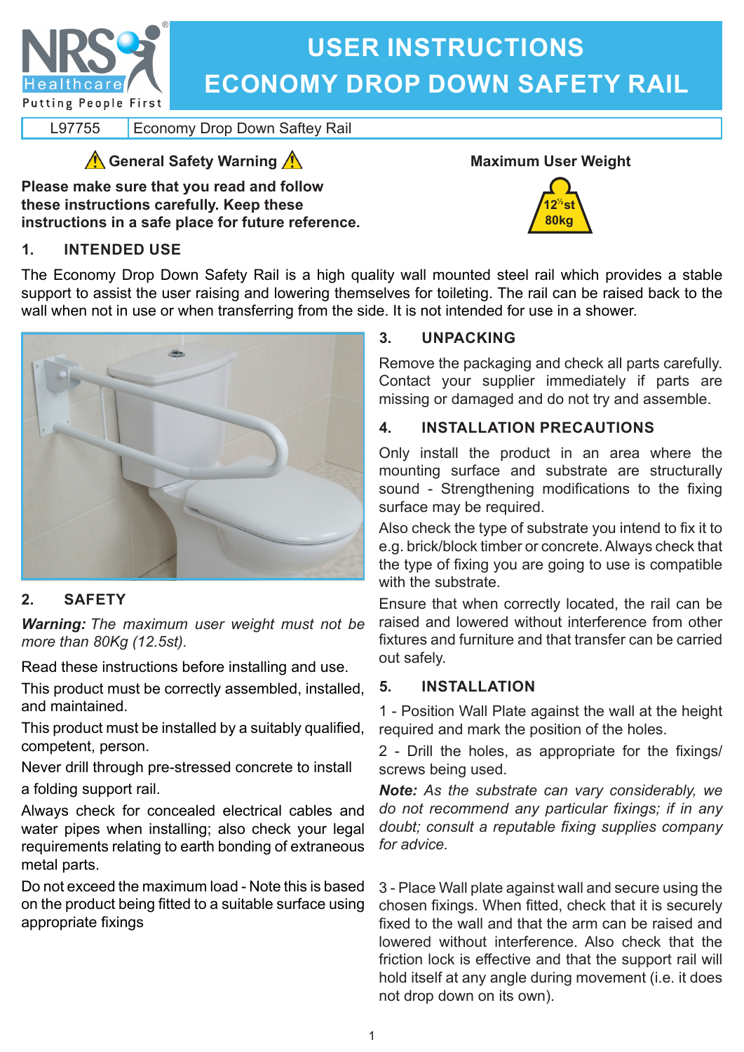# USER INSTRUCTIONS
# ECONOMY DROP DOWN SAFETY RAIL

| L97755 | Economy Drop Down Saftey Rail |
| --- | --- |

**⚠ General Safety Warning ⚠**

**Please make sure that you read and follow these instructions carefully. Keep these instructions in a safe place for future reference.**

**Maximum User Weight**

12½st
80kg

## 1. INTENDED USE

The Economy Drop Down Safety Rail is a high quality wall mounted steel rail which provides a stable support to assist the user raising and lowering themselves for toileting. The rail can be raised back to the wall when not in use or when transferring from the side. It is not intended for use in a shower.

## 2. SAFETY

***Warning:*** *The maximum user weight must not be more than 80Kg (12.5st).*

Read these instructions before installing and use.

This product must be correctly assembled, installed, and maintained.

This product must be installed by a suitably qualified, competent, person.

Never drill through pre-stressed concrete to install a folding support rail.

Always check for concealed electrical cables and water pipes when installing; also check your legal requirements relating to earth bonding of extraneous metal parts.

Do not exceed the maximum load - Note this is based on the product being fitted to a suitable surface using appropriate fixings

## 3. UNPACKING

Remove the packaging and check all parts carefully. Contact your supplier immediately if parts are missing or damaged and do not try and assemble.

## 4. INSTALLATION PRECAUTIONS

Only install the product in an area where the mounting surface and substrate are structurally sound - Strengthening modifications to the fixing surface may be required.

Also check the type of substrate you intend to fix it to e.g. brick/block timber or concrete. Always check that the type of fixing you are going to use is compatible with the substrate.

Ensure that when correctly located, the rail can be raised and lowered without interference from other fixtures and furniture and that transfer can be carried out safely.

## 5. INSTALLATION

1 - Position Wall Plate against the wall at the height required and mark the position of the holes.

2 - Drill the holes, as appropriate for the fixings/ screws being used.

***Note:*** *As the substrate can vary considerably, we do not recommend any particular fixings; if in any doubt; consult a reputable fixing supplies company for advice.*

3 - Place Wall plate against wall and secure using the chosen fixings. When fitted, check that it is securely fixed to the wall and that the arm can be raised and lowered without interference. Also check that the friction lock is effective and that the support rail will hold itself at any angle during movement (i.e. it does not drop down on its own).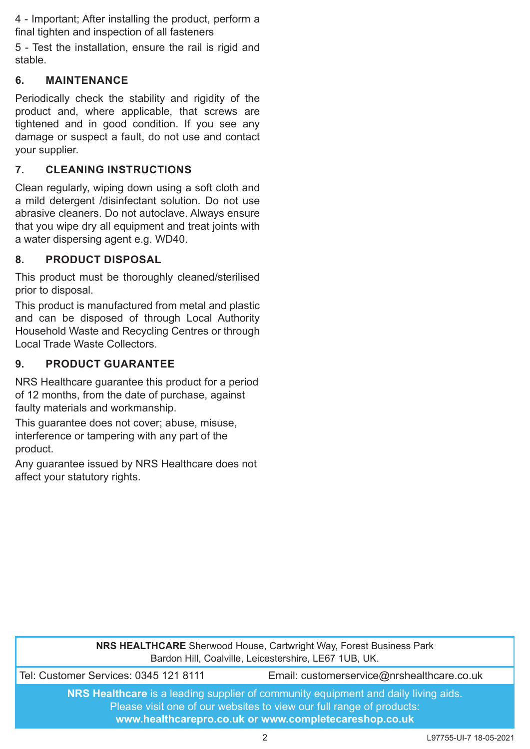4 - Important; After installing the product, perform a final tighten and inspection of all fasteners

5 - Test the installation, ensure the rail is rigid and stable.

## 6. MAINTENANCE

Periodically check the stability and rigidity of the product and, where applicable, that screws are tightened and in good condition. If you see any damage or suspect a fault, do not use and contact your supplier.

## 7. CLEANING INSTRUCTIONS

Clean regularly, wiping down using a soft cloth and a mild detergent /disinfectant solution. Do not use abrasive cleaners. Do not autoclave. Always ensure that you wipe dry all equipment and treat joints with a water dispersing agent e.g. WD40.

## 8. PRODUCT DISPOSAL

This product must be thoroughly cleaned/sterilised prior to disposal.

This product is manufactured from metal and plastic and can be disposed of through Local Authority Household Waste and Recycling Centres or through Local Trade Waste Collectors.

## 9. PRODUCT GUARANTEE

NRS Healthcare guarantee this product for a period of 12 months, from the date of purchase, against faulty materials and workmanship.

This guarantee does not cover; abuse, misuse, interference or tampering with any part of the product.

Any guarantee issued by NRS Healthcare does not affect your statutory rights.

**NRS HEALTHCARE** Sherwood House, Cartwright Way, Forest Business Park Bardon Hill, Coalville, Leicestershire, LE67 1UB, UK.

Tel: Customer Services: 0345 121 8111

Email: customerservice@nrshealthcare.co.uk

**NRS Healthcare** is a leading supplier of community equipment and daily living aids. Please visit one of our websites to view our full range of products: **www.healthcarepro.co.uk or www.completecareshop.co.uk**

L97755-UI-7 18-05-2021